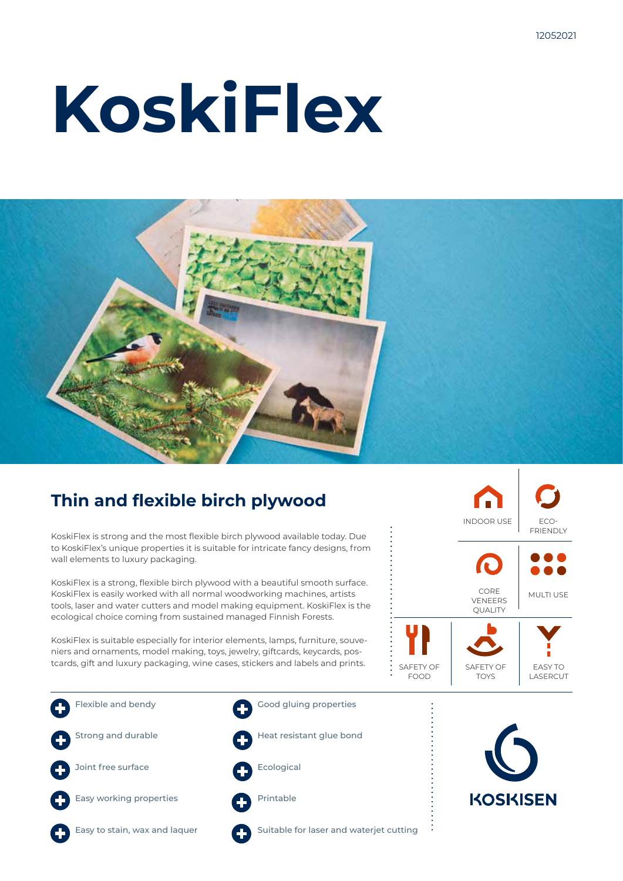12052021

# KoskiFlex

## Thin and flexible birch plywood

KoskiFlex is strong and the most flexible birch plywood available today. Due to KoskiFlex's unique properties it is suitable for intricate fancy designs, from wall elements to luxury packaging.

KoskiFlex is a strong, flexible birch plywood with a beautiful smooth surface. KoskiFlex is easily worked with all normal woodworking machines, artists tools, laser and water cutters and model making equipment. KoskiFlex is the ecological choice coming from sustained managed Finnish Forests.

KoskiFlex is suitable especially for interior elements, lamps, furniture, souvenirs and ornaments, model making, toys, jewelry, giftcards, keycards, postcards, gift and luxury packaging, wine cases, stickers and labels and prints.

INDOOR USE

ECO-FRIENDLY

CORE VENEERS QUALITY

MULTI USE

SAFETY OF FOOD

SAFETY OF TOYS

EASY TO LASERCUT

- Flexible and bendy
- Strong and durable
- Joint free surface
- Easy working properties
- Easy to stain, wax and laquer
- Good gluing properties
- Heat resistant glue bond
- Ecological
- Printable
- Suitable for laser and waterjet cutting

KOSKISEN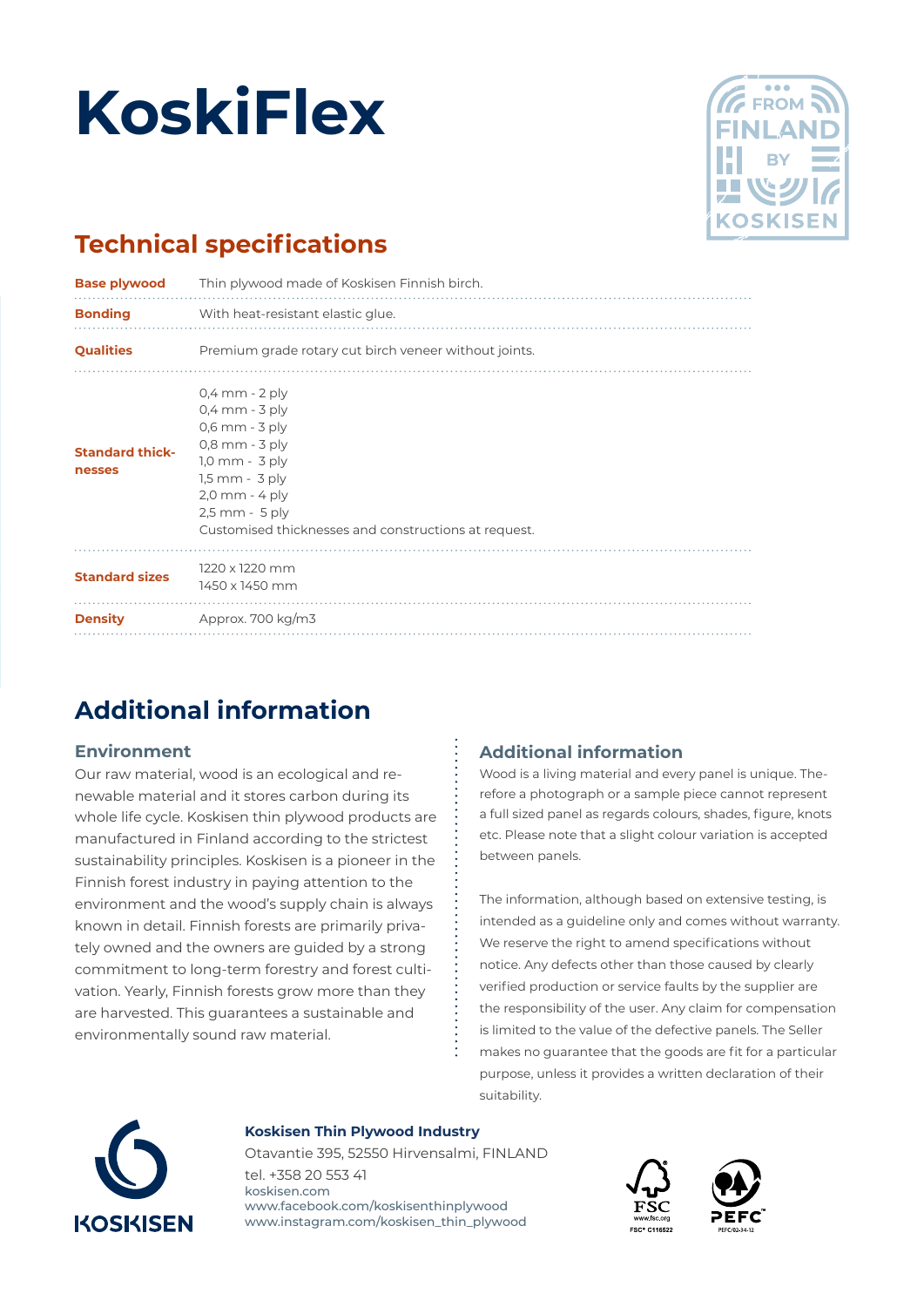# KoskiFlex

## Technical specifications

| | |
|---|---|
| **Base plywood** | Thin plywood made of Koskisen Finnish birch. |
| **Bonding** | With heat-resistant elastic glue. |
| **Qualities** | Premium grade rotary cut birch veneer without joints. |
| **Standard thicknesses** | 0,4 mm - 2 ply<br>0,4 mm - 3 ply<br>0,6 mm - 3 ply<br>0,8 mm - 3 ply<br>1,0 mm - 3 ply<br>1,5 mm - 3 ply<br>2,0 mm - 4 ply<br>2,5 mm - 5 ply<br>Customised thicknesses and constructions at request. |
| **Standard sizes** | 1220 x 1220 mm<br>1450 x 1450 mm |
| **Density** | Approx. 700 kg/m3 |

## Additional information

### Environment

Our raw material, wood is an ecological and renewable material and it stores carbon during its whole life cycle. Koskisen thin plywood products are manufactured in Finland according to the strictest sustainability principles. Koskisen is a pioneer in the Finnish forest industry in paying attention to the environment and the wood's supply chain is always known in detail. Finnish forests are primarily privately owned and the owners are guided by a strong commitment to long-term forestry and forest cultivation. Yearly, Finnish forests grow more than they are harvested. This guarantees a sustainable and environmentally sound raw material.

### Additional information

Wood is a living material and every panel is unique. Therefore a photograph or a sample piece cannot represent a full sized panel as regards colours, shades, figure, knots etc. Please note that a slight colour variation is accepted between panels.

The information, although based on extensive testing, is intended as a guideline only and comes without warranty. We reserve the right to amend specifications without notice. Any defects other than those caused by clearly verified production or service faults by the supplier are the responsibility of the user. Any claim for compensation is limited to the value of the defective panels. The Seller makes no guarantee that the goods are fit for a particular purpose, unless it provides a written declaration of their suitability.

**Koskisen Thin Plywood Industry**
Otavantie 395, 52550 Hirvensalmi, FINLAND
tel. +358 20 553 41
koskisen.com
www.facebook.com/koskisenthinplywood
www.instagram.com/koskisen_thin_plywood